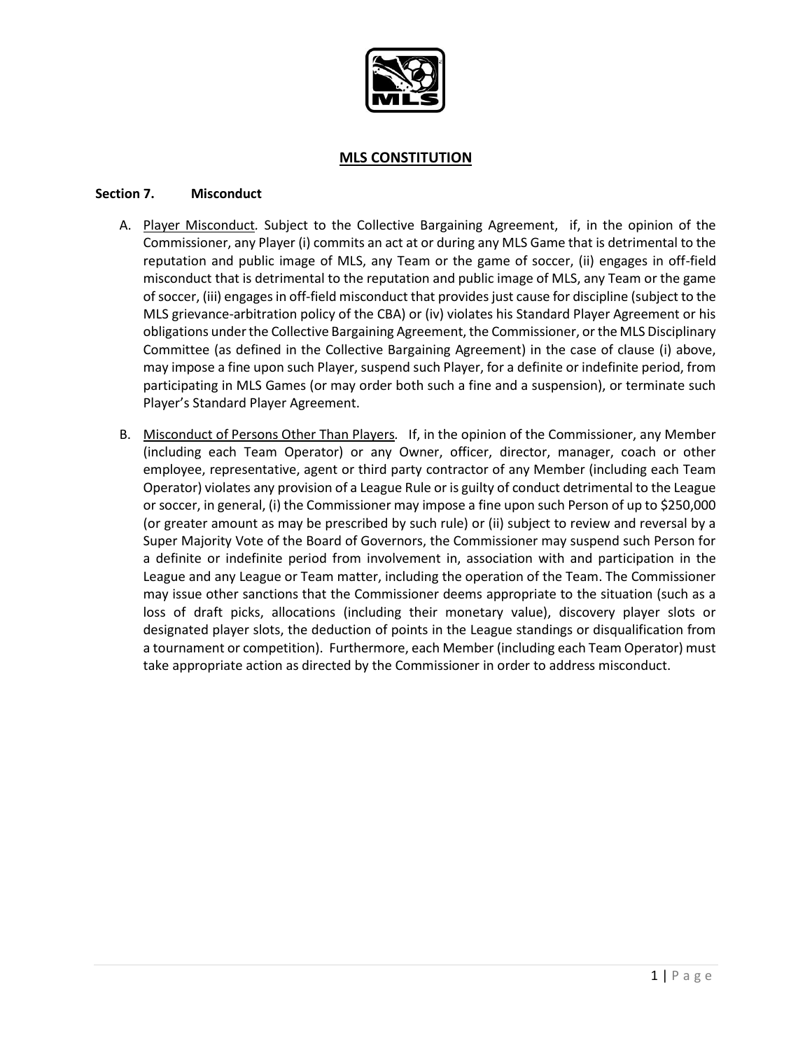# MLS CONSTITUTION

## Section 7. Misconduct

A. Player Misconduct. Subject to the Collective Bargaining Agreement, if, in the opinion of the Commissioner, any Player (i) commits an act at or during any MLS Game that is detrimental to the reputation and public image of MLS, any Team or the game of soccer, (ii) engages in off-field misconduct that is detrimental to the reputation and public image of MLS, any Team or the game of soccer, (iii) engages in off-field misconduct that provides just cause for discipline (subject to the MLS grievance-arbitration policy of the CBA) or (iv) violates his Standard Player Agreement or his obligations under the Collective Bargaining Agreement, the Commissioner, or the MLS Disciplinary Committee (as defined in the Collective Bargaining Agreement) in the case of clause (i) above, may impose a fine upon such Player, suspend such Player, for a definite or indefinite period, from participating in MLS Games (or may order both such a fine and a suspension), or terminate such Player's Standard Player Agreement.

B. Misconduct of Persons Other Than Players. If, in the opinion of the Commissioner, any Member (including each Team Operator) or any Owner, officer, director, manager, coach or other employee, representative, agent or third party contractor of any Member (including each Team Operator) violates any provision of a League Rule or is guilty of conduct detrimental to the League or soccer, in general, (i) the Commissioner may impose a fine upon such Person of up to $250,000 (or greater amount as may be prescribed by such rule) or (ii) subject to review and reversal by a Super Majority Vote of the Board of Governors, the Commissioner may suspend such Person for a definite or indefinite period from involvement in, association with and participation in the League and any League or Team matter, including the operation of the Team. The Commissioner may issue other sanctions that the Commissioner deems appropriate to the situation (such as a loss of draft picks, allocations (including their monetary value), discovery player slots or designated player slots, the deduction of points in the League standings or disqualification from a tournament or competition). Furthermore, each Member (including each Team Operator) must take appropriate action as directed by the Commissioner in order to address misconduct.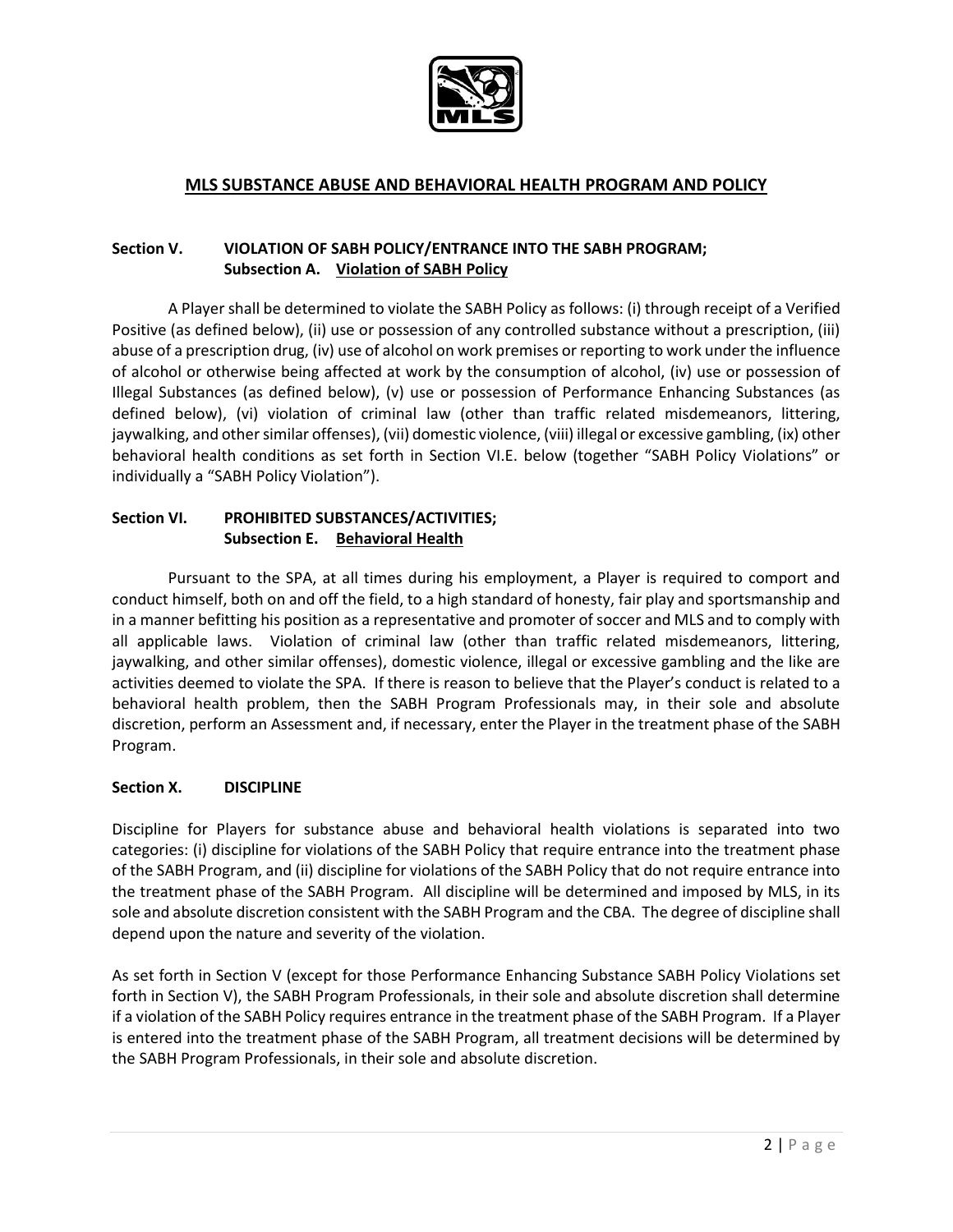# MLS SUBSTANCE ABUSE AND BEHAVIORAL HEALTH PROGRAM AND POLICY

## Section V. VIOLATION OF SABH POLICY/ENTRANCE INTO THE SABH PROGRAM;
### Subsection A. Violation of SABH Policy

A Player shall be determined to violate the SABH Policy as follows: (i) through receipt of a Verified Positive (as defined below), (ii) use or possession of any controlled substance without a prescription, (iii) abuse of a prescription drug, (iv) use of alcohol on work premises or reporting to work under the influence of alcohol or otherwise being affected at work by the consumption of alcohol, (iv) use or possession of Illegal Substances (as defined below), (v) use or possession of Performance Enhancing Substances (as defined below), (vi) violation of criminal law (other than traffic related misdemeanors, littering, jaywalking, and other similar offenses), (vii) domestic violence, (viii) illegal or excessive gambling, (ix) other behavioral health conditions as set forth in Section VI.E. below (together "SABH Policy Violations" or individually a "SABH Policy Violation").

## Section VI. PROHIBITED SUBSTANCES/ACTIVITIES;
### Subsection E. Behavioral Health

Pursuant to the SPA, at all times during his employment, a Player is required to comport and conduct himself, both on and off the field, to a high standard of honesty, fair play and sportsmanship and in a manner befitting his position as a representative and promoter of soccer and MLS and to comply with all applicable laws. Violation of criminal law (other than traffic related misdemeanors, littering, jaywalking, and other similar offenses), domestic violence, illegal or excessive gambling and the like are activities deemed to violate the SPA. If there is reason to believe that the Player's conduct is related to a behavioral health problem, then the SABH Program Professionals may, in their sole and absolute discretion, perform an Assessment and, if necessary, enter the Player in the treatment phase of the SABH Program.

## Section X. DISCIPLINE

Discipline for Players for substance abuse and behavioral health violations is separated into two categories: (i) discipline for violations of the SABH Policy that require entrance into the treatment phase of the SABH Program, and (ii) discipline for violations of the SABH Policy that do not require entrance into the treatment phase of the SABH Program. All discipline will be determined and imposed by MLS, in its sole and absolute discretion consistent with the SABH Program and the CBA. The degree of discipline shall depend upon the nature and severity of the violation.

As set forth in Section V (except for those Performance Enhancing Substance SABH Policy Violations set forth in Section V), the SABH Program Professionals, in their sole and absolute discretion shall determine if a violation of the SABH Policy requires entrance in the treatment phase of the SABH Program. If a Player is entered into the treatment phase of the SABH Program, all treatment decisions will be determined by the SABH Program Professionals, in their sole and absolute discretion.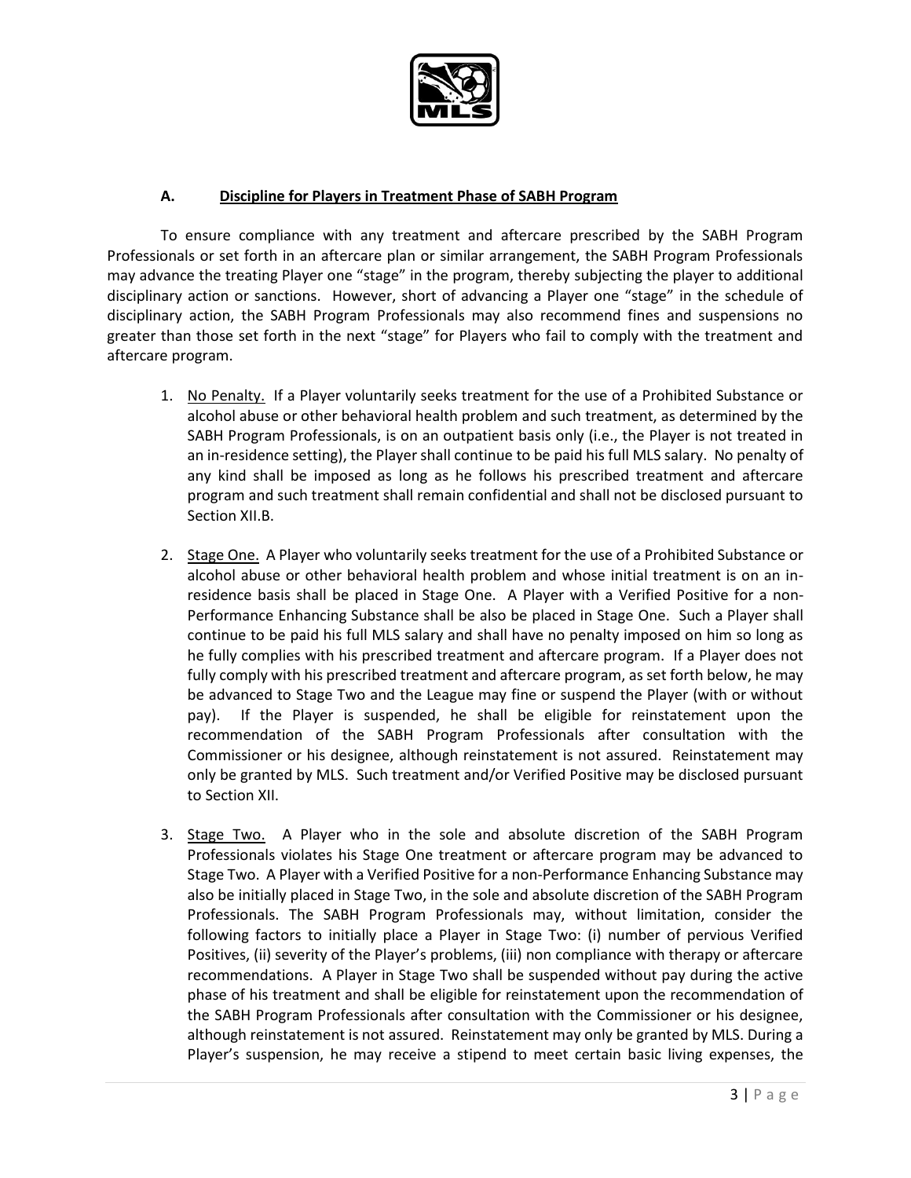### A. Discipline for Players in Treatment Phase of SABH Program

To ensure compliance with any treatment and aftercare prescribed by the SABH Program Professionals or set forth in an aftercare plan or similar arrangement, the SABH Program Professionals may advance the treating Player one "stage" in the program, thereby subjecting the player to additional disciplinary action or sanctions. However, short of advancing a Player one "stage" in the schedule of disciplinary action, the SABH Program Professionals may also recommend fines and suspensions no greater than those set forth in the next "stage" for Players who fail to comply with the treatment and aftercare program.

1. No Penalty. If a Player voluntarily seeks treatment for the use of a Prohibited Substance or alcohol abuse or other behavioral health problem and such treatment, as determined by the SABH Program Professionals, is on an outpatient basis only (i.e., the Player is not treated in an in-residence setting), the Player shall continue to be paid his full MLS salary. No penalty of any kind shall be imposed as long as he follows his prescribed treatment and aftercare program and such treatment shall remain confidential and shall not be disclosed pursuant to Section XII.B.

2. Stage One. A Player who voluntarily seeks treatment for the use of a Prohibited Substance or alcohol abuse or other behavioral health problem and whose initial treatment is on an in-residence basis shall be placed in Stage One. A Player with a Verified Positive for a non-Performance Enhancing Substance shall be also be placed in Stage One. Such a Player shall continue to be paid his full MLS salary and shall have no penalty imposed on him so long as he fully complies with his prescribed treatment and aftercare program. If a Player does not fully comply with his prescribed treatment and aftercare program, as set forth below, he may be advanced to Stage Two and the League may fine or suspend the Player (with or without pay). If the Player is suspended, he shall be eligible for reinstatement upon the recommendation of the SABH Program Professionals after consultation with the Commissioner or his designee, although reinstatement is not assured. Reinstatement may only be granted by MLS. Such treatment and/or Verified Positive may be disclosed pursuant to Section XII.

3. Stage Two. A Player who in the sole and absolute discretion of the SABH Program Professionals violates his Stage One treatment or aftercare program may be advanced to Stage Two. A Player with a Verified Positive for a non-Performance Enhancing Substance may also be initially placed in Stage Two, in the sole and absolute discretion of the SABH Program Professionals. The SABH Program Professionals may, without limitation, consider the following factors to initially place a Player in Stage Two: (i) number of pervious Verified Positives, (ii) severity of the Player's problems, (iii) non compliance with therapy or aftercare recommendations. A Player in Stage Two shall be suspended without pay during the active phase of his treatment and shall be eligible for reinstatement upon the recommendation of the SABH Program Professionals after consultation with the Commissioner or his designee, although reinstatement is not assured. Reinstatement may only be granted by MLS. During a Player's suspension, he may receive a stipend to meet certain basic living expenses, the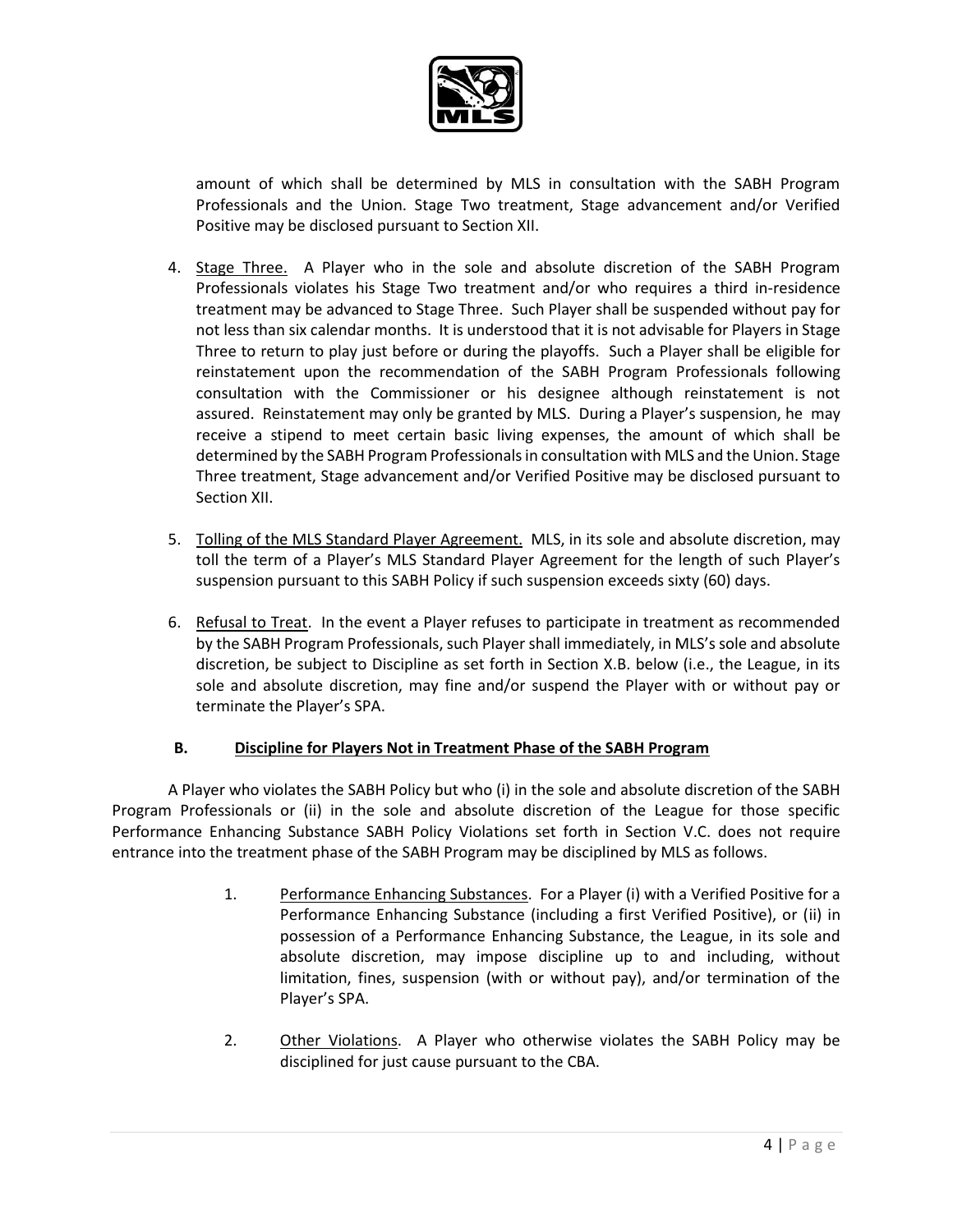amount of which shall be determined by MLS in consultation with the SABH Program Professionals and the Union. Stage Two treatment, Stage advancement and/or Verified Positive may be disclosed pursuant to Section XII.

4. Stage Three. A Player who in the sole and absolute discretion of the SABH Program Professionals violates his Stage Two treatment and/or who requires a third in-residence treatment may be advanced to Stage Three. Such Player shall be suspended without pay for not less than six calendar months. It is understood that it is not advisable for Players in Stage Three to return to play just before or during the playoffs. Such a Player shall be eligible for reinstatement upon the recommendation of the SABH Program Professionals following consultation with the Commissioner or his designee although reinstatement is not assured. Reinstatement may only be granted by MLS. During a Player's suspension, he may receive a stipend to meet certain basic living expenses, the amount of which shall be determined by the SABH Program Professionals in consultation with MLS and the Union. Stage Three treatment, Stage advancement and/or Verified Positive may be disclosed pursuant to Section XII.

5. Tolling of the MLS Standard Player Agreement. MLS, in its sole and absolute discretion, may toll the term of a Player's MLS Standard Player Agreement for the length of such Player's suspension pursuant to this SABH Policy if such suspension exceeds sixty (60) days.

6. Refusal to Treat. In the event a Player refuses to participate in treatment as recommended by the SABH Program Professionals, such Player shall immediately, in MLS's sole and absolute discretion, be subject to Discipline as set forth in Section X.B. below (i.e., the League, in its sole and absolute discretion, may fine and/or suspend the Player with or without pay or terminate the Player's SPA.

**B. Discipline for Players Not in Treatment Phase of the SABH Program**

A Player who violates the SABH Policy but who (i) in the sole and absolute discretion of the SABH Program Professionals or (ii) in the sole and absolute discretion of the League for those specific Performance Enhancing Substance SABH Policy Violations set forth in Section V.C. does not require entrance into the treatment phase of the SABH Program may be disciplined by MLS as follows.

1. Performance Enhancing Substances. For a Player (i) with a Verified Positive for a Performance Enhancing Substance (including a first Verified Positive), or (ii) in possession of a Performance Enhancing Substance, the League, in its sole and absolute discretion, may impose discipline up to and including, without limitation, fines, suspension (with or without pay), and/or termination of the Player's SPA.

2. Other Violations. A Player who otherwise violates the SABH Policy may be disciplined for just cause pursuant to the CBA.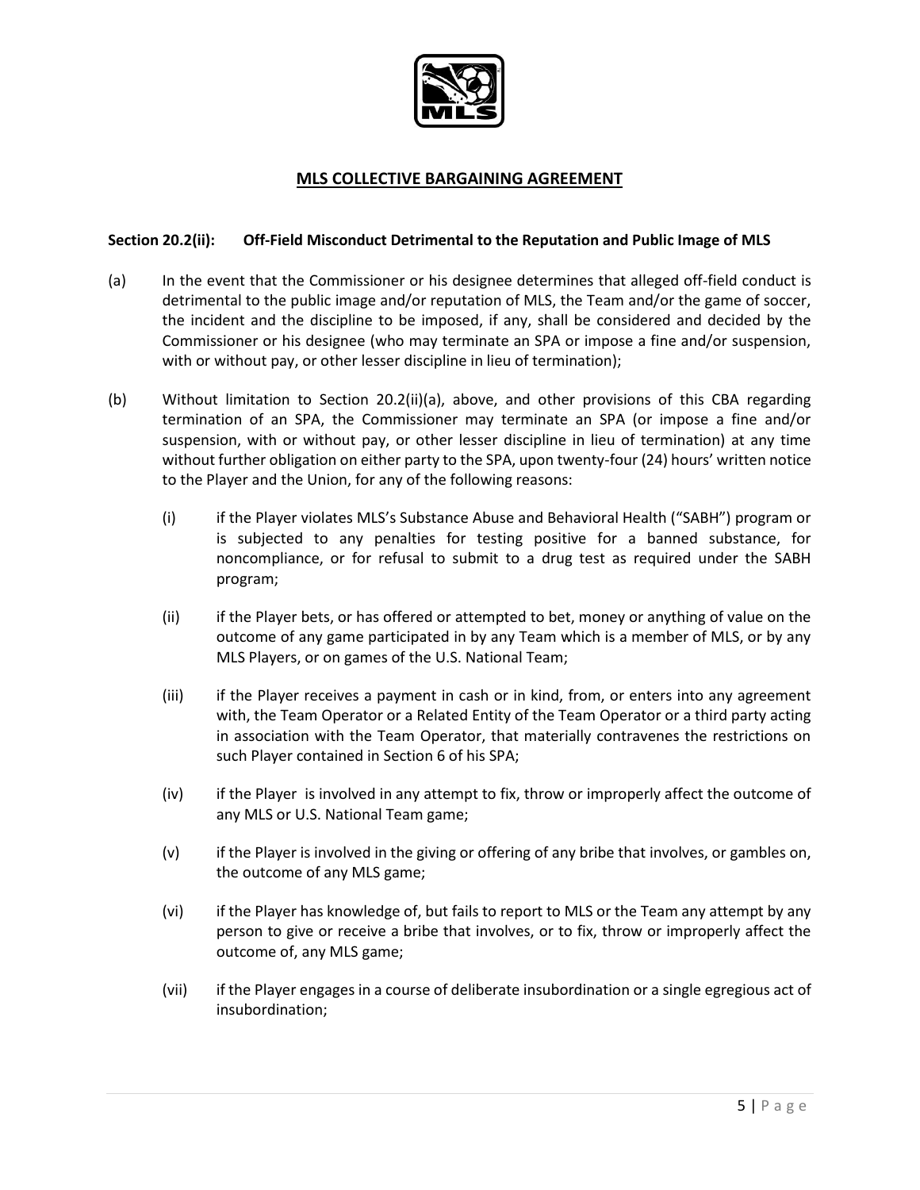# MLS COLLECTIVE BARGAINING AGREEMENT

**Section 20.2(ii): Off-Field Misconduct Detrimental to the Reputation and Public Image of MLS**

(a) In the event that the Commissioner or his designee determines that alleged off-field conduct is detrimental to the public image and/or reputation of MLS, the Team and/or the game of soccer, the incident and the discipline to be imposed, if any, shall be considered and decided by the Commissioner or his designee (who may terminate an SPA or impose a fine and/or suspension, with or without pay, or other lesser discipline in lieu of termination);

(b) Without limitation to Section 20.2(ii)(a), above, and other provisions of this CBA regarding termination of an SPA, the Commissioner may terminate an SPA (or impose a fine and/or suspension, with or without pay, or other lesser discipline in lieu of termination) at any time without further obligation on either party to the SPA, upon twenty-four (24) hours' written notice to the Player and the Union, for any of the following reasons:

(i) if the Player violates MLS's Substance Abuse and Behavioral Health ("SABH") program or is subjected to any penalties for testing positive for a banned substance, for noncompliance, or for refusal to submit to a drug test as required under the SABH program;

(ii) if the Player bets, or has offered or attempted to bet, money or anything of value on the outcome of any game participated in by any Team which is a member of MLS, or by any MLS Players, or on games of the U.S. National Team;

(iii) if the Player receives a payment in cash or in kind, from, or enters into any agreement with, the Team Operator or a Related Entity of the Team Operator or a third party acting in association with the Team Operator, that materially contravenes the restrictions on such Player contained in Section 6 of his SPA;

(iv) if the Player is involved in any attempt to fix, throw or improperly affect the outcome of any MLS or U.S. National Team game;

(v) if the Player is involved in the giving or offering of any bribe that involves, or gambles on, the outcome of any MLS game;

(vi) if the Player has knowledge of, but fails to report to MLS or the Team any attempt by any person to give or receive a bribe that involves, or to fix, throw or improperly affect the outcome of, any MLS game;

(vii) if the Player engages in a course of deliberate insubordination or a single egregious act of insubordination;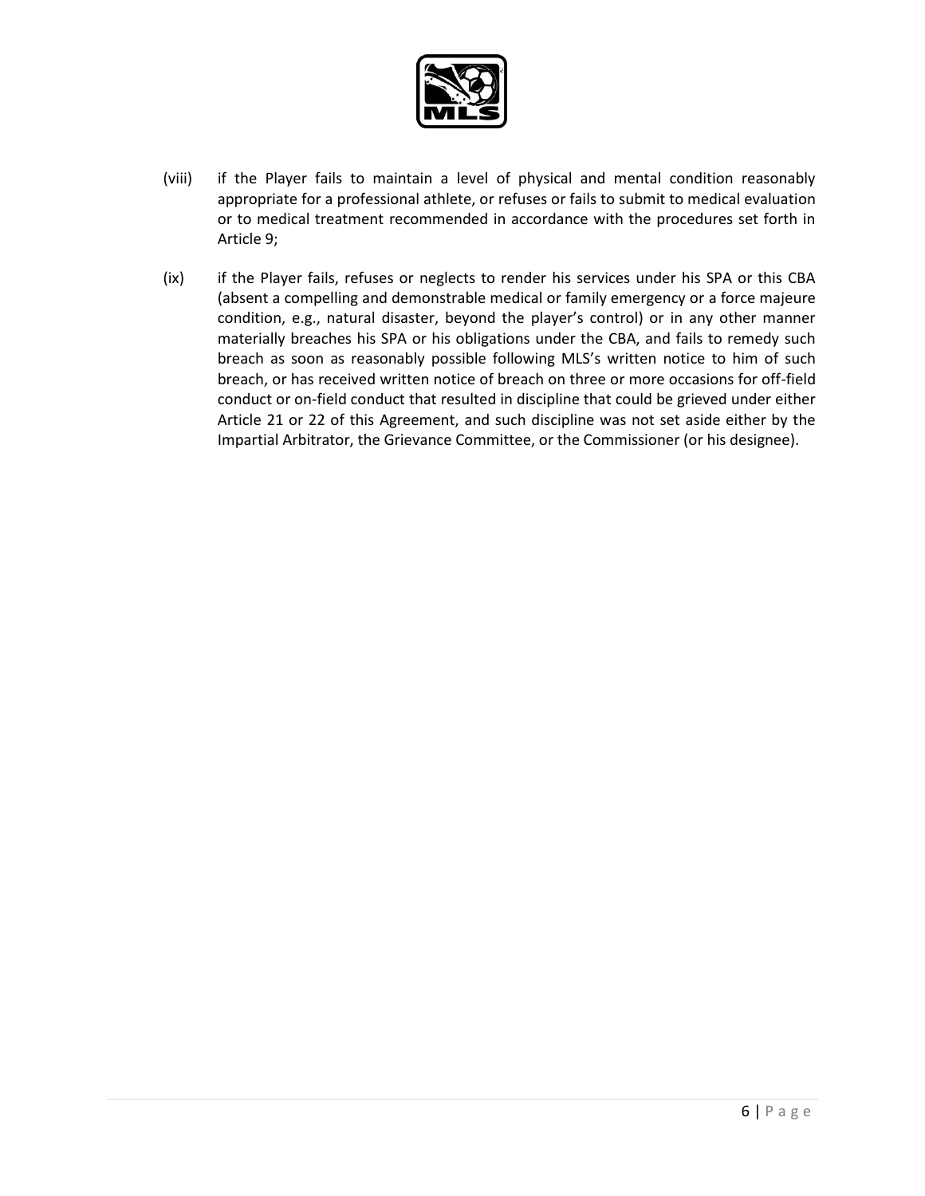(viii) if the Player fails to maintain a level of physical and mental condition reasonably appropriate for a professional athlete, or refuses or fails to submit to medical evaluation or to medical treatment recommended in accordance with the procedures set forth in Article 9;

(ix) if the Player fails, refuses or neglects to render his services under his SPA or this CBA (absent a compelling and demonstrable medical or family emergency or a force majeure condition, e.g., natural disaster, beyond the player's control) or in any other manner materially breaches his SPA or his obligations under the CBA, and fails to remedy such breach as soon as reasonably possible following MLS's written notice to him of such breach, or has received written notice of breach on three or more occasions for off-field conduct or on-field conduct that resulted in discipline that could be grieved under either Article 21 or 22 of this Agreement, and such discipline was not set aside either by the Impartial Arbitrator, the Grievance Committee, or the Commissioner (or his designee).